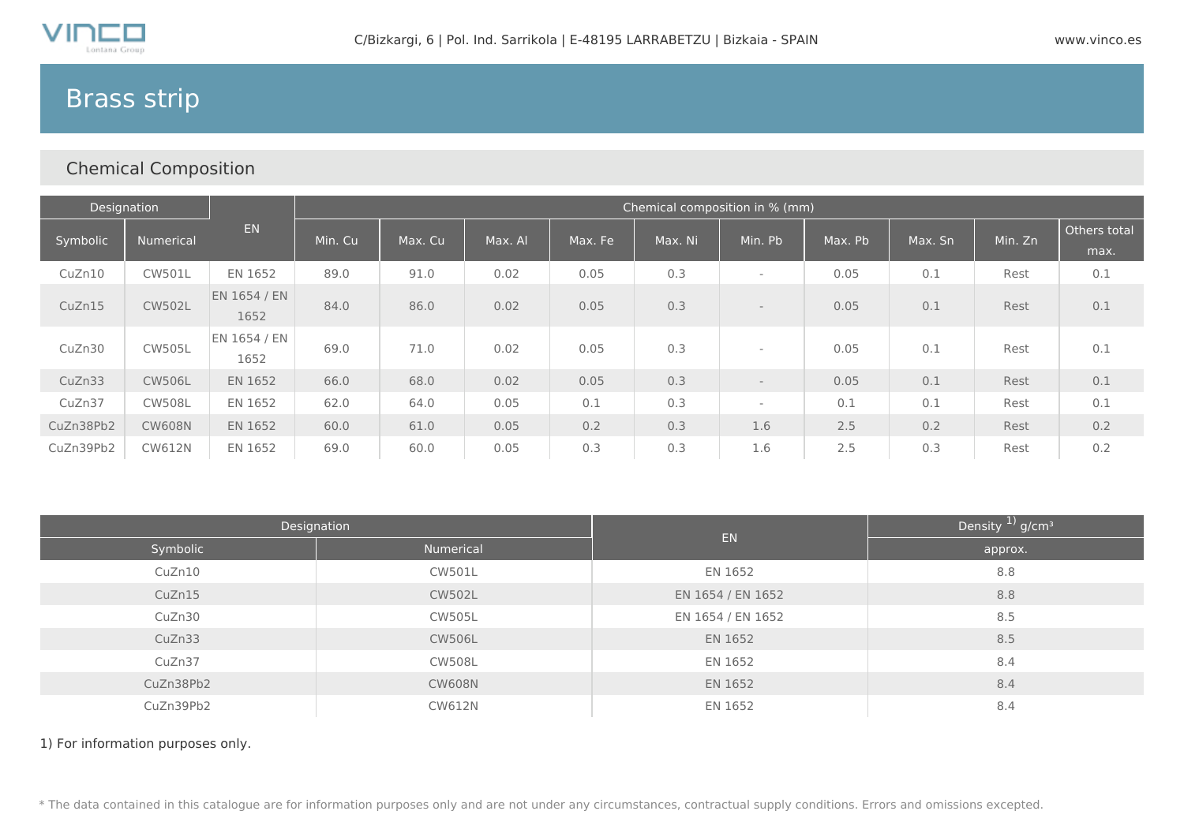# Brass strip

## Chemical Composition

| Designation | | EN | Chemical composition in % (mm) | | | | | | | | | |
|---|---|---|---|---|---|---|---|---|---|---|---|---|
| Symbolic | Numerical | | Min. Cu | Max. Cu | Max. Al | Max. Fe | Max. Ni | Min. Pb | Max. Pb | Max. Sn | Min. Zn | Others total max. |
| CuZn10 | CW501L | EN 1652 | 89.0 | 91.0 | 0.02 | 0.05 | 0.3 | - | 0.05 | 0.1 | Rest | 0.1 |
| CuZn15 | CW502L | EN 1654 / EN 1652 | 84.0 | 86.0 | 0.02 | 0.05 | 0.3 | - | 0.05 | 0.1 | Rest | 0.1 |
| CuZn30 | CW505L | EN 1654 / EN 1652 | 69.0 | 71.0 | 0.02 | 0.05 | 0.3 | - | 0.05 | 0.1 | Rest | 0.1 |
| CuZn33 | CW506L | EN 1652 | 66.0 | 68.0 | 0.02 | 0.05 | 0.3 | - | 0.05 | 0.1 | Rest | 0.1 |
| CuZn37 | CW508L | EN 1652 | 62.0 | 64.0 | 0.05 | 0.1 | 0.3 | - | 0.1 | 0.1 | Rest | 0.1 |
| CuZn38Pb2 | CW608N | EN 1652 | 60.0 | 61.0 | 0.05 | 0.2 | 0.3 | 1.6 | 2.5 | 0.2 | Rest | 0.2 |
| CuZn39Pb2 | CW612N | EN 1652 | 69.0 | 60.0 | 0.05 | 0.3 | 0.3 | 1.6 | 2.5 | 0.3 | Rest | 0.2 |

| Designation | | EN | Density [1] g/cm³ |
|---|---|---|---|
| Symbolic | Numerical | | approx. |
| CuZn10 | CW501L | EN 1652 | 8.8 |
| CuZn15 | CW502L | EN 1654 / EN 1652 | 8.8 |
| CuZn30 | CW505L | EN 1654 / EN 1652 | 8.5 |
| CuZn33 | CW506L | EN 1652 | 8.5 |
| CuZn37 | CW508L | EN 1652 | 8.4 |
| CuZn38Pb2 | CW608N | EN 1652 | 8.4 |
| CuZn39Pb2 | CW612N | EN 1652 | 8.4 |

1) For information purposes only.

* The data contained in this catalogue are for information purposes only and are not under any circumstances, contractual supply conditions. Errors and omissions excepted.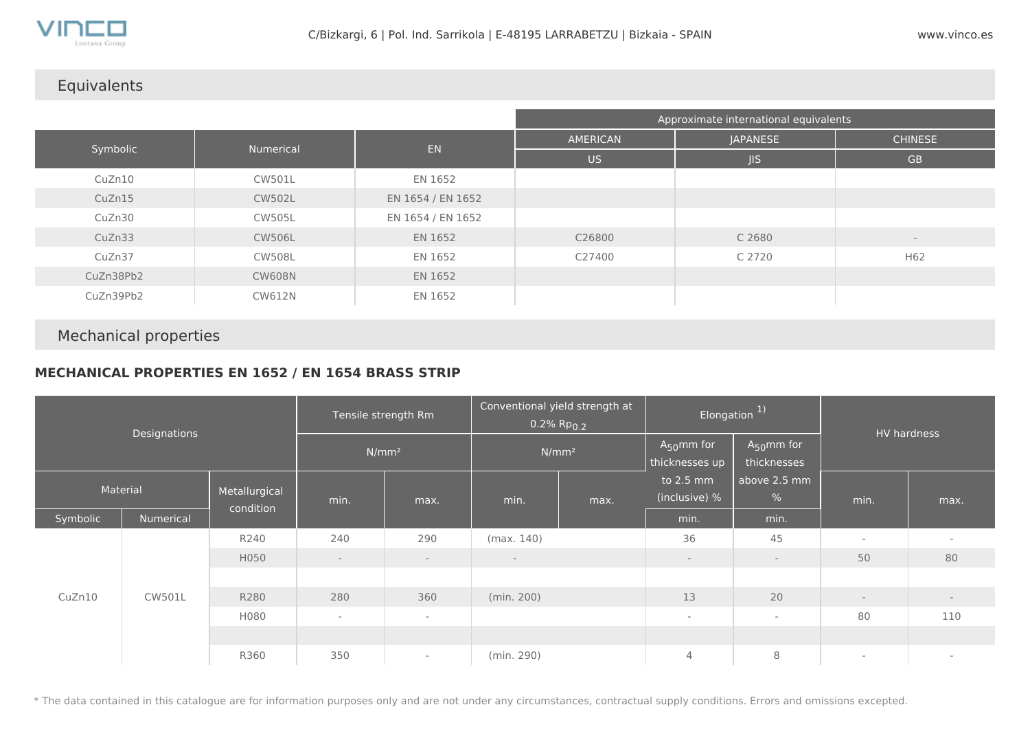## Equivalents

| Symbolic | Numerical | EN | Approximate international equivalents | | |
|---|---|---|---|---|---|
| | | | AMERICAN | JAPANESE | CHINESE |
| | | | US | JIS | GB |
| CuZn10 | CW501L | EN 1652 | | | |
| CuZn15 | CW502L | EN 1654 / EN 1652 | | | |
| CuZn30 | CW505L | EN 1654 / EN 1652 | | | |
| CuZn33 | CW506L | EN 1652 | C26800 | C 2680 | - |
| CuZn37 | CW508L | EN 1652 | C27400 | C 2720 | H62 |
| CuZn38Pb2 | CW608N | EN 1652 | | | |
| CuZn39Pb2 | CW612N | EN 1652 | | | |

## Mechanical properties

**MECHANICAL PROPERTIES EN 1652 / EN 1654 BRASS STRIP**

| Designations | | | Tensile strength Rm | | Conventional yield strength at 0.2% $Rp_{0.2}$ | | Elongation 1) | | HV hardness | |
|---|---|---|---|---|---|---|---|---|---|---|
| | | | N/mm² | | N/mm² | | $A_{50}$mm for thicknesses up to 2.5 mm (inclusive) % | $A_{50}$mm for thicknesses above 2.5 mm % | | |
| Material | | Metallurgical condition | min. | max. | min. | max. | min. | min. | min. | max. |
| Symbolic | Numerical | | | | | | | | | |
| CuZn10 | CW501L | R240 | 240 | 290 | (max. 140) | | 36 | 45 | - | - |
| | | H050 | - | - | - | | - | - | 50 | 80 |
| | | | | | | | | | | |
| | | R280 | 280 | 360 | (min. 200) | | 13 | 20 | - | - |
| | | H080 | - | - | | | - | - | 80 | 110 |
| | | | | | | | | | | |
| | | R360 | 350 | - | (min. 290) | | 4 | 8 | - | - |

* The data contained in this catalogue are for information purposes only and are not under any circumstances, contractual supply conditions. Errors and omissions excepted.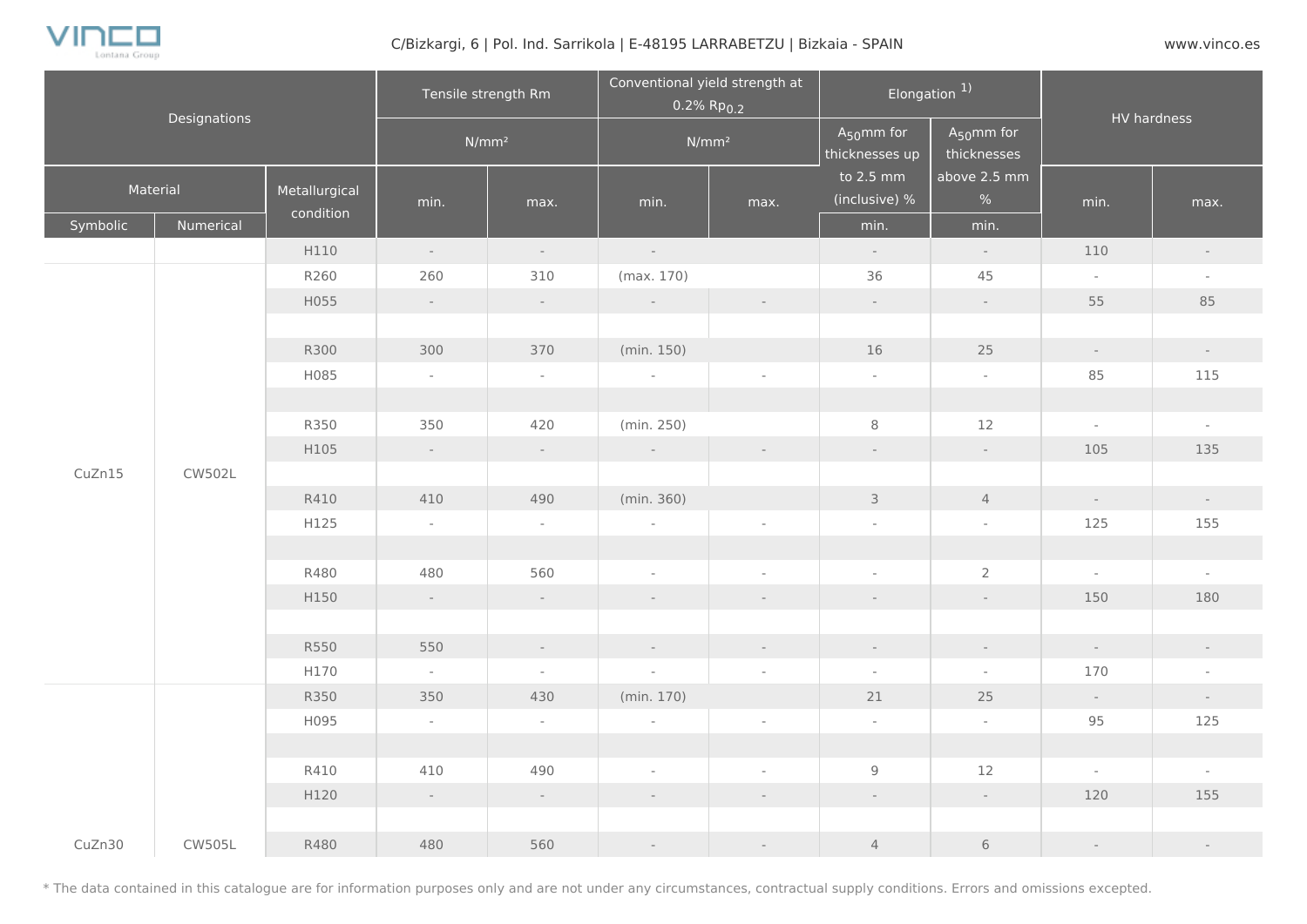| Designations | | | Tensile strength Rm | | Conventional yield strength at 0.2% $Rp_{0.2}$ | | Elongation [1] | | HV hardness | |
|---|---|---|---|---|---|---|---|---|---|---|
| | | | N/mm² | | N/mm² | | $A_{50}$mm for thicknesses up to 2.5 mm (inclusive) % | $A_{50}$mm for thicknesses above 2.5 mm % | | |
| Material | | Metallurgical condition | min. | max. | min. | max. | | | min. | max. |
| Symbolic | Numerical | | | | | | min. | min. | | |
| | | H110 | - | - | - | | - | - | 110 | - |
| CuZn15 | CW502L | R260 | 260 | 310 | (max. 170) | | 36 | 45 | - | - |
| | | H055 | - | - | - | - | - | - | 55 | 85 |
| | | | | | | | | | | |
| | | R300 | 300 | 370 | (min. 150) | | 16 | 25 | - | - |
| | | H085 | - | - | - | - | - | - | 85 | 115 |
| | | | | | | | | | | |
| | | R350 | 350 | 420 | (min. 250) | | 8 | 12 | - | - |
| | | H105 | - | - | - | - | - | - | 105 | 135 |
| | | | | | | | | | | |
| | | R410 | 410 | 490 | (min. 360) | | 3 | 4 | - | - |
| | | H125 | - | - | - | - | - | - | 125 | 155 |
| | | | | | | | | | | |
| | | R480 | 480 | 560 | - | - | - | 2 | - | - |
| | | H150 | - | - | - | - | - | - | 150 | 180 |
| | | | | | | | | | | |
| | | R550 | 550 | - | - | - | - | - | - | - |
| | | H170 | - | - | - | - | - | - | 170 | - |
| CuZn30 | CW505L | R350 | 350 | 430 | (min. 170) | | 21 | 25 | - | - |
| | | H095 | - | - | - | - | - | - | 95 | 125 |
| | | | | | | | | | | |
| | | R410 | 410 | 490 | - | - | 9 | 12 | - | - |
| | | H120 | - | - | - | - | - | - | 120 | 155 |
| | | | | | | | | | | |
| | | R480 | 480 | 560 | - | - | 4 | 6 | - | - |

* The data contained in this catalogue are for information purposes only and are not under any circumstances, contractual supply conditions. Errors and omissions excepted.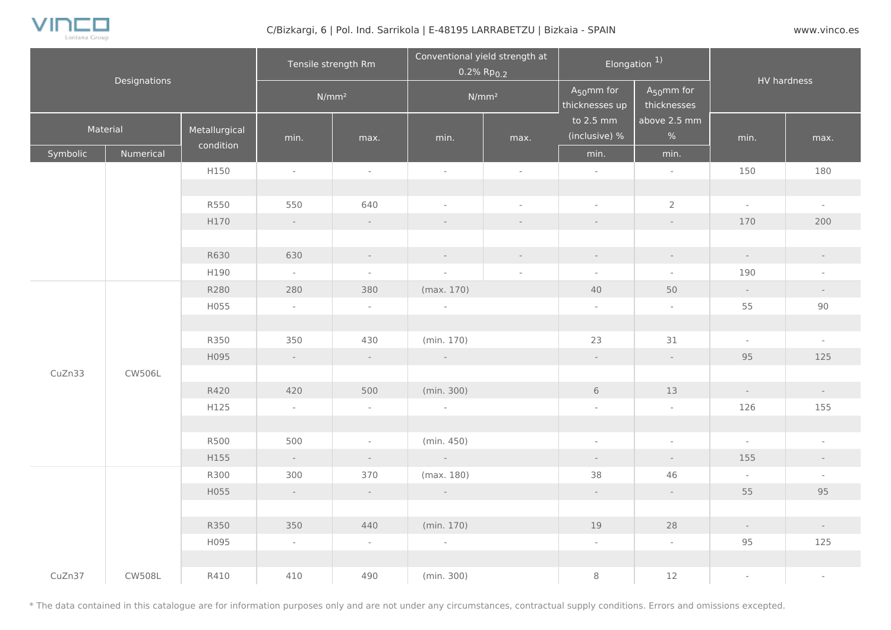| Designations | | | Tensile strength Rm | | Conventional yield strength at 0.2% $Rp_{0.2}$ | | Elongation [1] | | HV hardness | |
|---|---|---|---|---|---|---|---|---|---|---|
| | | | N/mm² | | N/mm² | | $A_{50}$mm for thicknesses up to 2.5 mm (inclusive) % | $A_{50}$mm for thicknesses above 2.5 mm % | | |
| Material | | Metallurgical condition | min. | max. | min. | max. | min. | min. | min. | max. |
| Symbolic | Numerical | | | | | | | | | |
| | | H150 | - | - | - | - | - | - | 150 | 180 |
| | | | | | | | | | | |
| | | R550 | 550 | 640 | - | - | - | 2 | - | - |
| | | H170 | - | - | - | - | - | - | 170 | 200 |
| | | | | | | | | | | |
| | | R630 | 630 | - | - | - | - | - | - | - |
| | | H190 | - | - | - | - | - | - | 190 | - |
| CuZn33 | CW506L | R280 | 280 | 380 | (max. 170) | | 40 | 50 | - | - |
| | | H055 | - | - | - | | - | - | 55 | 90 |
| | | | | | | | | | | |
| | | R350 | 350 | 430 | (min. 170) | | 23 | 31 | - | - |
| | | H095 | - | - | - | | - | - | 95 | 125 |
| | | | | | | | | | | |
| | | R420 | 420 | 500 | (min. 300) | | 6 | 13 | - | - |
| | | H125 | - | - | - | | - | - | 126 | 155 |
| | | | | | | | | | | |
| | | R500 | 500 | - | (min. 450) | | - | - | - | - |
| | | H155 | - | - | - | | - | - | 155 | - |
| CuZn37 | CW508L | R300 | 300 | 370 | (max. 180) | | 38 | 46 | - | - |
| | | H055 | - | - | - | | - | - | 55 | 95 |
| | | | | | | | | | | |
| | | R350 | 350 | 440 | (min. 170) | | 19 | 28 | - | - |
| | | H095 | - | - | - | | - | - | 95 | 125 |
| | | | | | | | | | | |
| | | R410 | 410 | 490 | (min. 300) | | 8 | 12 | - | - |

* The data contained in this catalogue are for information purposes only and are not under any circumstances, contractual supply conditions. Errors and omissions excepted.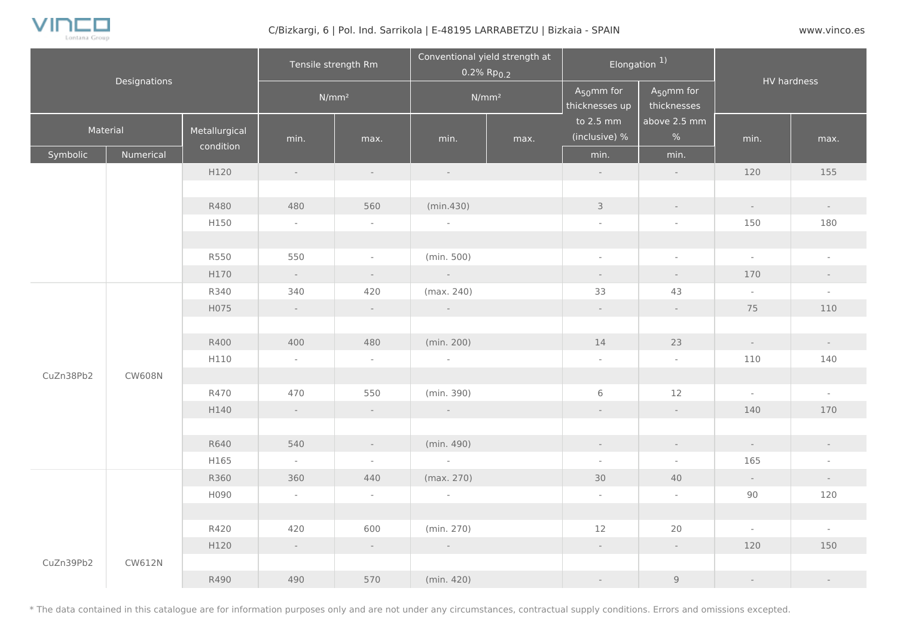| Designations | | | Tensile strength Rm | | Conventional yield strength at 0.2% $Rp_{0.2}$ | | Elongation [1] | | HV hardness | |
|---|---|---|---|---|---|---|---|---|---|---|
| | | | N/mm² | | N/mm² | | $A_{50}$mm for thicknesses up to 2.5 mm (inclusive) % | $A_{50}$mm for thicknesses above 2.5 mm % | | |
| Material | | Metallurgical condition | min. | max. | min. | max. | min. | min. | min. | max. |
| Symbolic | Numerical | | | | | | | | | |
| | | H120 | - | - | - | | - | - | 120 | 155 |
| | | | | | | | | | | |
| | | R480 | 480 | 560 | (min.430) | | 3 | - | - | - |
| | | H150 | - | - | - | | - | - | 150 | 180 |
| | | | | | | | | | | |
| | | R550 | 550 | - | (min. 500) | | - | - | - | - |
| | | H170 | - | - | - | | - | - | 170 | - |
| CuZn38Pb2 | CW608N | R340 | 340 | 420 | (max. 240) | | 33 | 43 | - | - |
| | | H075 | - | - | - | | - | - | 75 | 110 |
| | | | | | | | | | | |
| | | R400 | 400 | 480 | (min. 200) | | 14 | 23 | - | - |
| | | H110 | - | - | - | | - | - | 110 | 140 |
| | | | | | | | | | | |
| | | R470 | 470 | 550 | (min. 390) | | 6 | 12 | - | - |
| | | H140 | - | - | - | | - | - | 140 | 170 |
| | | | | | | | | | | |
| | | R640 | 540 | - | (min. 490) | | - | - | - | - |
| | | H165 | - | - | - | | - | - | 165 | - |
| CuZn39Pb2 | CW612N | R360 | 360 | 440 | (max. 270) | | 30 | 40 | - | - |
| | | H090 | - | - | - | | - | - | 90 | 120 |
| | | | | | | | | | | |
| | | R420 | 420 | 600 | (min. 270) | | 12 | 20 | - | - |
| | | H120 | - | - | - | | - | - | 120 | 150 |
| | | | | | | | | | | |
| | | R490 | 490 | 570 | (min. 420) | | - | 9 | - | - |

\* The data contained in this catalogue are for information purposes only and are not under any circumstances, contractual supply conditions. Errors and omissions excepted.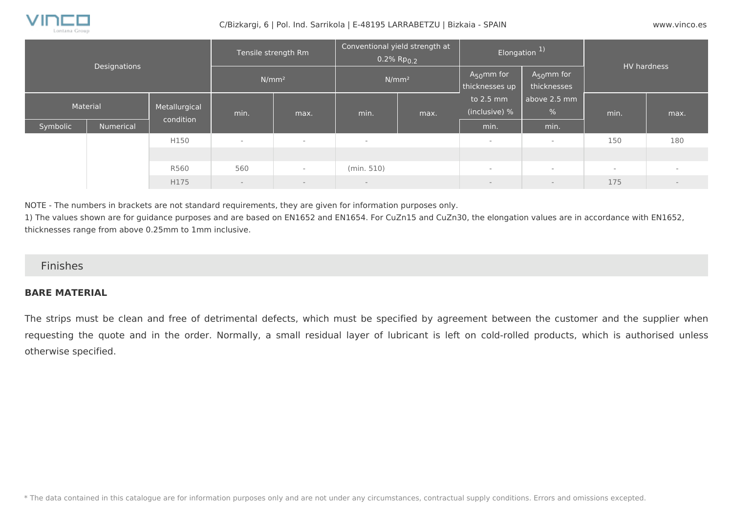| Designations | | | Tensile strength Rm | | Conventional yield strength at 0.2% $Rp_{0.2}$ | | Elongation [1] | | HV hardness | |
|---|---|---|---|---|---|---|---|---|---|---|
| | | | N/mm² | | N/mm² | | $A_{50}$mm for thicknesses up to 2.5 mm (inclusive) % | $A_{50}$mm for thicknesses above 2.5 mm % | | |
| Material | | Metallurgical condition | min. | max. | min. | max. | | | min. | max. |
| Symbolic | Numerical | | | | | | min. | min. | | |
| | | H150 | - | - | - | | - | - | 150 | 180 |
| | | | | | | | | | | |
| | | R560 | 560 | - | (min. 510) | | - | - | - | - |
| | | H175 | - | - | - | | - | - | 175 | - |

NOTE - The numbers in brackets are not standard requirements, they are given for information purposes only.
1) The values shown are for guidance purposes and are based on EN1652 and EN1654. For CuZn15 and CuZn30, the elongation values are in accordance with EN1652, thicknesses range from above 0.25mm to 1mm inclusive.

## Finishes

**BARE MATERIAL**

The strips must be clean and free of detrimental defects, which must be specified by agreement between the customer and the supplier when requesting the quote and in the order. Normally, a small residual layer of lubricant is left on cold-rolled products, which is authorised unless otherwise specified.

* The data contained in this catalogue are for information purposes only and are not under any circumstances, contractual supply conditions. Errors and omissions excepted.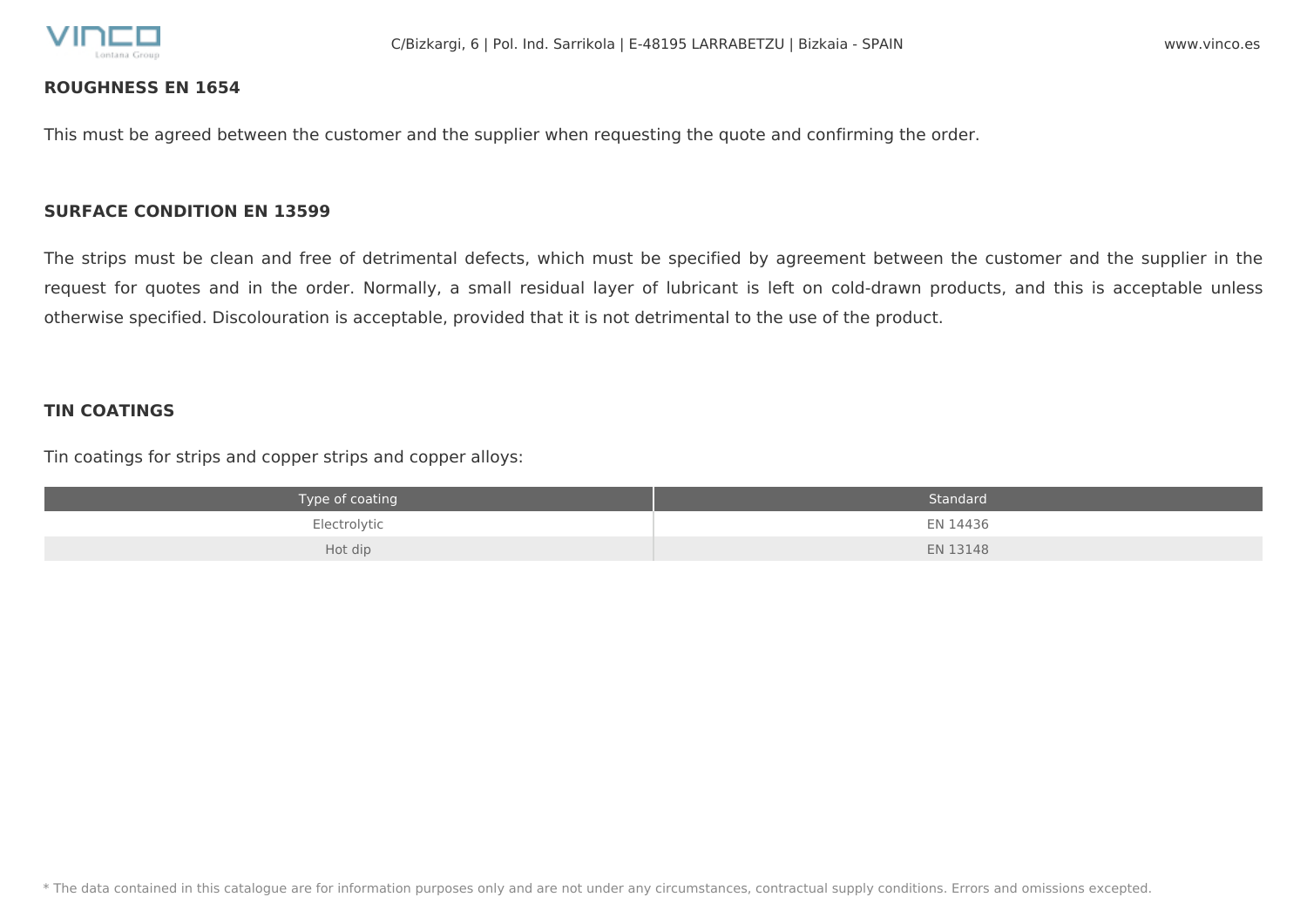## ROUGHNESS EN 1654

This must be agreed between the customer and the supplier when requesting the quote and confirming the order.

## SURFACE CONDITION EN 13599

The strips must be clean and free of detrimental defects, which must be specified by agreement between the customer and the supplier in the request for quotes and in the order. Normally, a small residual layer of lubricant is left on cold-drawn products, and this is acceptable unless otherwise specified. Discolouration is acceptable, provided that it is not detrimental to the use of the product.

## TIN COATINGS

Tin coatings for strips and copper strips and copper alloys:

| Type of coating | Standard |
| --- | --- |
| Electrolytic | EN 14436 |
| Hot dip | EN 13148 |

* The data contained in this catalogue are for information purposes only and are not under any circumstances, contractual supply conditions. Errors and omissions excepted.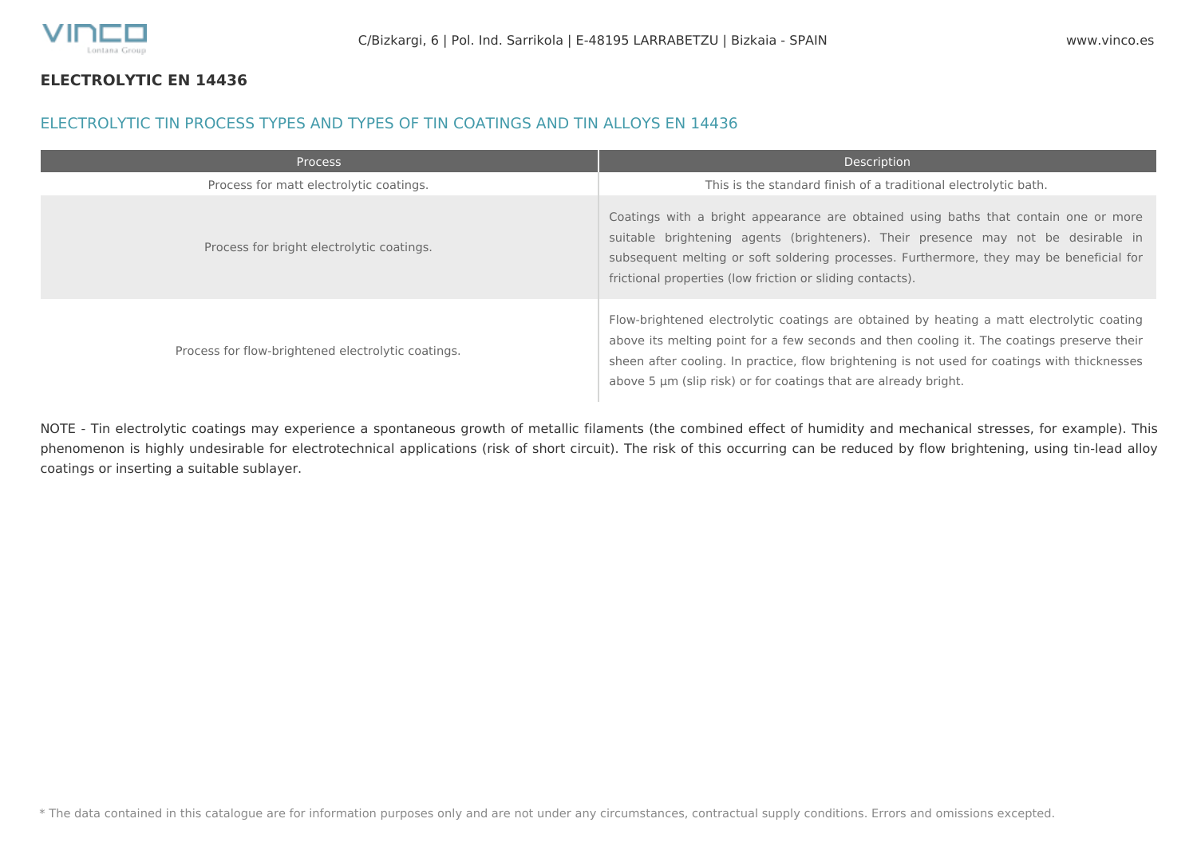## ELECTROLYTIC EN 14436

### ELECTROLYTIC TIN PROCESS TYPES AND TYPES OF TIN COATINGS AND TIN ALLOYS EN 14436

| Process | Description |
| --- | --- |
| Process for matt electrolytic coatings. | This is the standard finish of a traditional electrolytic bath. |
| Process for bright electrolytic coatings. | Coatings with a bright appearance are obtained using baths that contain one or more suitable brightening agents (brighteners). Their presence may not be desirable in subsequent melting or soft soldering processes. Furthermore, they may be beneficial for frictional properties (low friction or sliding contacts). |
| Process for flow-brightened electrolytic coatings. | Flow-brightened electrolytic coatings are obtained by heating a matt electrolytic coating above its melting point for a few seconds and then cooling it. The coatings preserve their sheen after cooling. In practice, flow brightening is not used for coatings with thicknesses above 5 µm (slip risk) or for coatings that are already bright. |

NOTE - Tin electrolytic coatings may experience a spontaneous growth of metallic filaments (the combined effect of humidity and mechanical stresses, for example). This phenomenon is highly undesirable for electrotechnical applications (risk of short circuit). The risk of this occurring can be reduced by flow brightening, using tin-lead alloy coatings or inserting a suitable sublayer.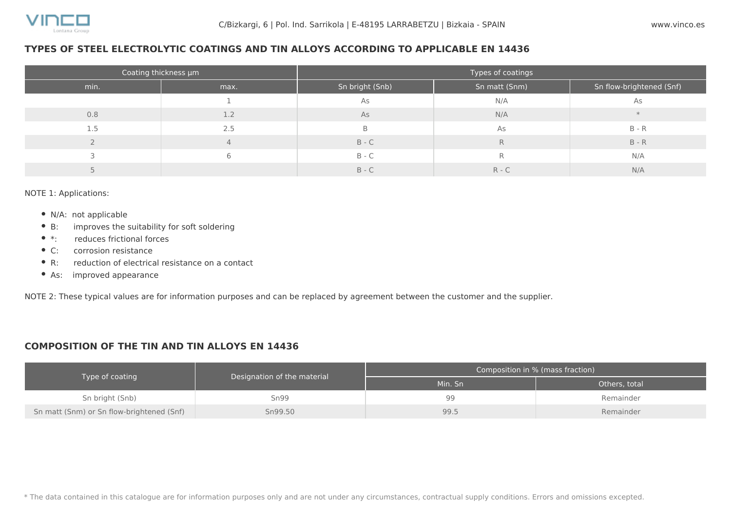## TYPES OF STEEL ELECTROLYTIC COATINGS AND TIN ALLOYS ACCORDING TO APPLICABLE EN 14436

| Coating thickness µm | | Types of coatings | | |
|---|---|---|---|---|
| min. | max. | Sn bright (Snb) | Sn matt (Snm) | Sn flow-brightened (Snf) |
| | 1 | As | N/A | As |
| 0.8 | 1.2 | As | N/A | * |
| 1.5 | 2.5 | B | As | B - R |
| 2 | 4 | B - C | R | B - R |
| 3 | 6 | B - C | R | N/A |
| 5 | | B - C | R - C | N/A |

NOTE 1: Applications:

- N/A: not applicable
- B: improves the suitability for soft soldering
- *: reduces frictional forces
- C: corrosion resistance
- R: reduction of electrical resistance on a contact
- As: improved appearance

NOTE 2: These typical values are for information purposes and can be replaced by agreement between the customer and the supplier.

## COMPOSITION OF THE TIN AND TIN ALLOYS EN 14436

| Type of coating | Designation of the material | Composition in % (mass fraction) | |
|---|---|---|---|
| | | Min. Sn | Others, total |
| Sn bright (Snb) | Sn99 | 99 | Remainder |
| Sn matt (Snm) or Sn flow-brightened (Snf) | Sn99.50 | 99.5 | Remainder |

* The data contained in this catalogue are for information purposes only and are not under any circumstances, contractual supply conditions. Errors and omissions excepted.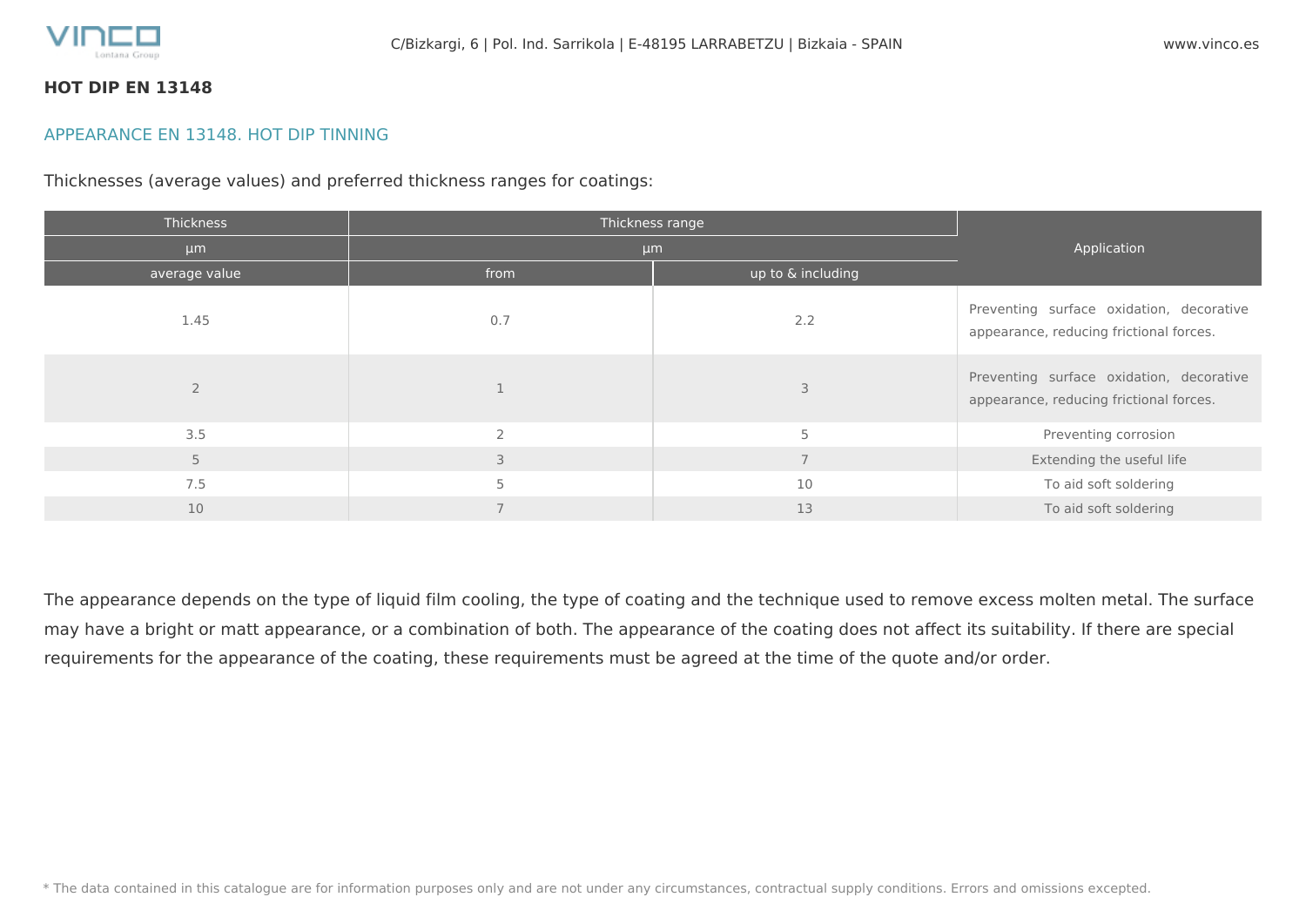**HOT DIP EN 13148**

## APPEARANCE EN 13148. HOT DIP TINNING

Thicknesses (average values) and preferred thickness ranges for coatings:

| Thickness | Thickness range | | Application |
|---|---|---|---|
| μm | μm | | |
| average value | from | up to & including | |
| 1.45 | 0.7 | 2.2 | Preventing surface oxidation, decorative appearance, reducing frictional forces. |
| 2 | 1 | 3 | Preventing surface oxidation, decorative appearance, reducing frictional forces. |
| 3.5 | 2 | 5 | Preventing corrosion |
| 5 | 3 | 7 | Extending the useful life |
| 7.5 | 5 | 10 | To aid soft soldering |
| 10 | 7 | 13 | To aid soft soldering |

The appearance depends on the type of liquid film cooling, the type of coating and the technique used to remove excess molten metal. The surface may have a bright or matt appearance, or a combination of both. The appearance of the coating does not affect its suitability. If there are special requirements for the appearance of the coating, these requirements must be agreed at the time of the quote and/or order.

* The data contained in this catalogue are for information purposes only and are not under any circumstances, contractual supply conditions. Errors and omissions excepted.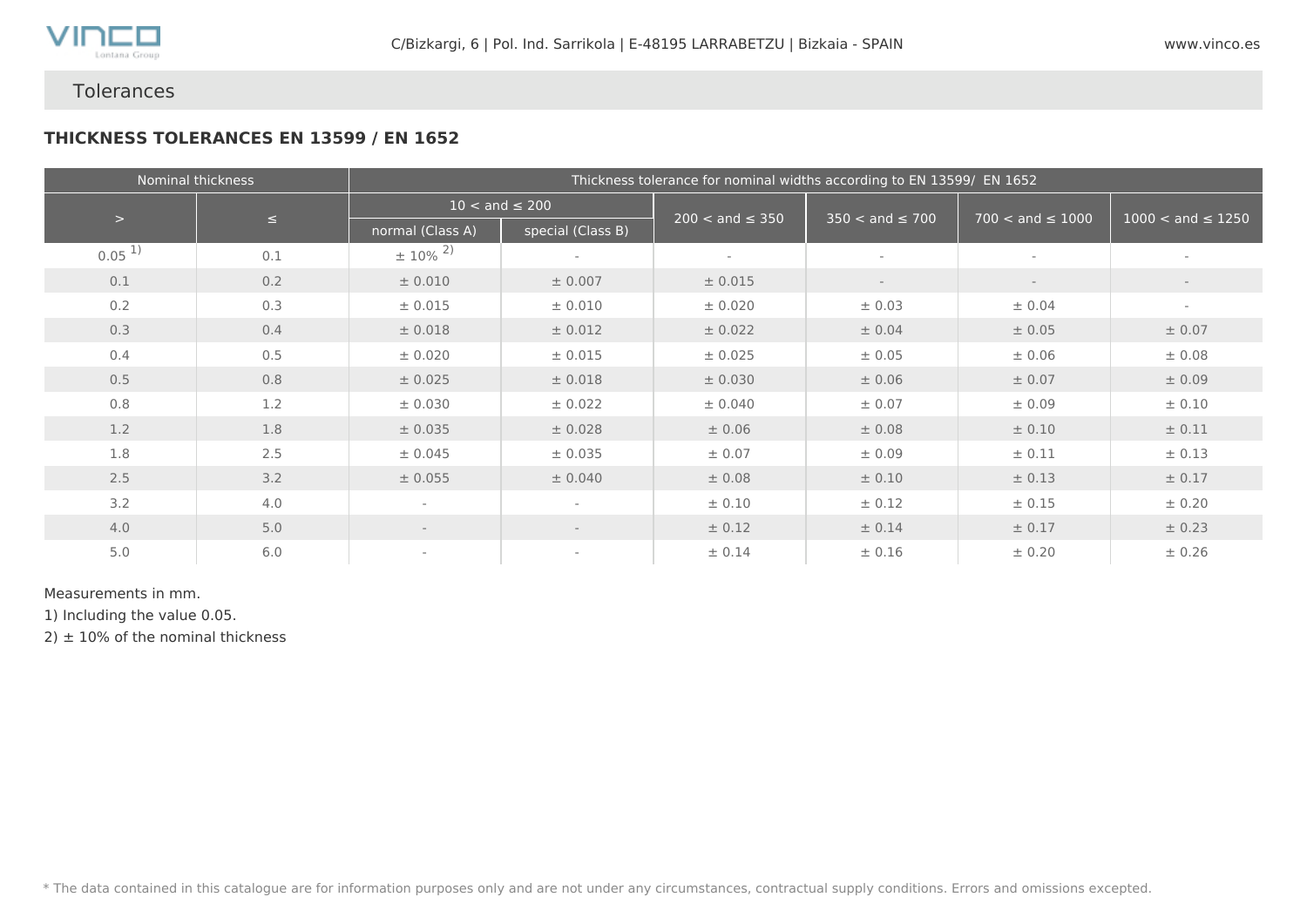## Tolerances

### THICKNESS TOLERANCES EN 13599 / EN 1652

| Nominal thickness | | Thickness tolerance for nominal widths according to EN 13599/ EN 1652 | | | | | |
|---|---|---|---|---|---|---|---|
| > | ≤ | 10 < and ≤ 200 | | 200 < and ≤ 350 | 350 < and ≤ 700 | 700 < and ≤ 1000 | 1000 < and ≤ 1250 |
| | | normal (Class A) | special (Class B) | | | | |
| 0.05 [1)] | 0.1 | ± 10% [2)] | - | - | - | - | - |
| 0.1 | 0.2 | ± 0.010 | ± 0.007 | ± 0.015 | - | - | - |
| 0.2 | 0.3 | ± 0.015 | ± 0.010 | ± 0.020 | ± 0.03 | ± 0.04 | - |
| 0.3 | 0.4 | ± 0.018 | ± 0.012 | ± 0.022 | ± 0.04 | ± 0.05 | ± 0.07 |
| 0.4 | 0.5 | ± 0.020 | ± 0.015 | ± 0.025 | ± 0.05 | ± 0.06 | ± 0.08 |
| 0.5 | 0.8 | ± 0.025 | ± 0.018 | ± 0.030 | ± 0.06 | ± 0.07 | ± 0.09 |
| 0.8 | 1.2 | ± 0.030 | ± 0.022 | ± 0.040 | ± 0.07 | ± 0.09 | ± 0.10 |
| 1.2 | 1.8 | ± 0.035 | ± 0.028 | ± 0.06 | ± 0.08 | ± 0.10 | ± 0.11 |
| 1.8 | 2.5 | ± 0.045 | ± 0.035 | ± 0.07 | ± 0.09 | ± 0.11 | ± 0.13 |
| 2.5 | 3.2 | ± 0.055 | ± 0.040 | ± 0.08 | ± 0.10 | ± 0.13 | ± 0.17 |
| 3.2 | 4.0 | - | - | ± 0.10 | ± 0.12 | ± 0.15 | ± 0.20 |
| 4.0 | 5.0 | - | - | ± 0.12 | ± 0.14 | ± 0.17 | ± 0.23 |
| 5.0 | 6.0 | - | - | ± 0.14 | ± 0.16 | ± 0.20 | ± 0.26 |

Measurements in mm.

1) Including the value 0.05.

2) ± 10% of the nominal thickness

\* The data contained in this catalogue are for information purposes only and are not under any circumstances, contractual supply conditions. Errors and omissions excepted.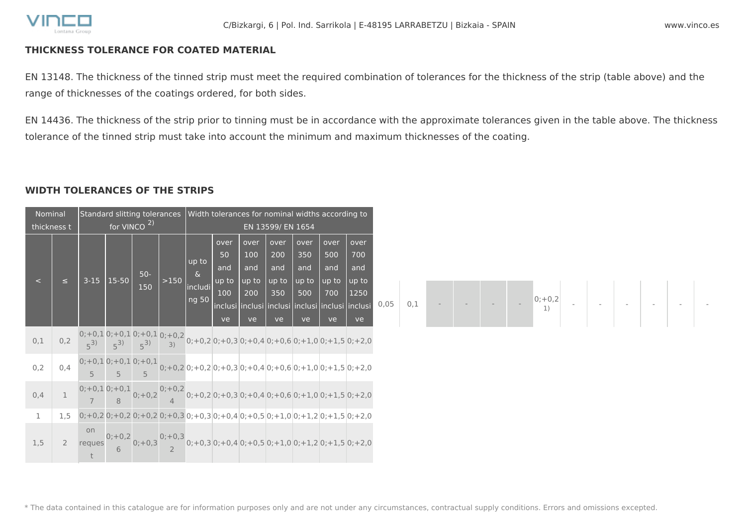## THICKNESS TOLERANCE FOR COATED MATERIAL

EN 13148. The thickness of the tinned strip must meet the required combination of tolerances for the thickness of the strip (table above) and the range of thicknesses of the coatings ordered, for both sides.

EN 14436. The thickness of the strip prior to tinning must be in accordance with the approximate tolerances given in the table above. The thickness tolerance of the tinned strip must take into account the minimum and maximum thicknesses of the coating.

## WIDTH TOLERANCES OF THE STRIPS

| Nominal thickness t | | Standard slitting tolerances for VINCO [2)] | | | | Width tolerances for nominal widths according to EN 13599/ EN 1654 | | | | | | |
|---|---|---|---|---|---|---|---|---|---|---|---|---|
| < | ≤ | 3-15 | 15-50 | 50-150 | >150 | up to & including 50 | over 50 and up to 100 inclusive | over 100 and up to 200 inclusive | over 200 and up to 350 inclusive | over 350 and up to 500 inclusive | over 500 and up to 700 inclusive | over 700 and up to 1250 inclusive |
| 0,05 | 0,1 | - | - | - | - | 0;+0,2 [1)] | - | - | - | - | - | - |
| 0,1 | 0,2 | 0;+0,15 [3)] | 0;+0,15 [3)] | 0;+0,15 [3)] | 0;+0,2 [3)] | 0;+0,2 | 0;+0,3 | 0;+0,4 | 0;+0,6 | 0;+1,0 | 0;+1,5 | 0;+2,0 |
| 0,2 | 0,4 | 0;+0,15 | 0;+0,15 | 0;+0,15 | 0;+0,2 | 0;+0,2 | 0;+0,3 | 0;+0,4 | 0;+0,6 | 0;+1,0 | 0;+1,5 | 0;+2,0 |
| 0,4 | 1 | 0;+0,17 | 0;+0,18 | 0;+0,2 | 0;+0,24 | 0;+0,2 | 0;+0,3 | 0;+0,4 | 0;+0,6 | 0;+1,0 | 0;+1,5 | 0;+2,0 |
| 1 | 1,5 | 0;+0,2 | 0;+0,2 | 0;+0,2 | 0;+0,3 | 0;+0,3 | 0;+0,4 | 0;+0,5 | 0;+1,0 | 0;+1,2 | 0;+1,5 | 0;+2,0 |
| 1,5 | 2 | on request | 0;+0,26 | 0;+0,3 | 0;+0,32 | 0;+0,3 | 0;+0,4 | 0;+0,5 | 0;+1,0 | 0;+1,2 | 0;+1,5 | 0;+2,0 |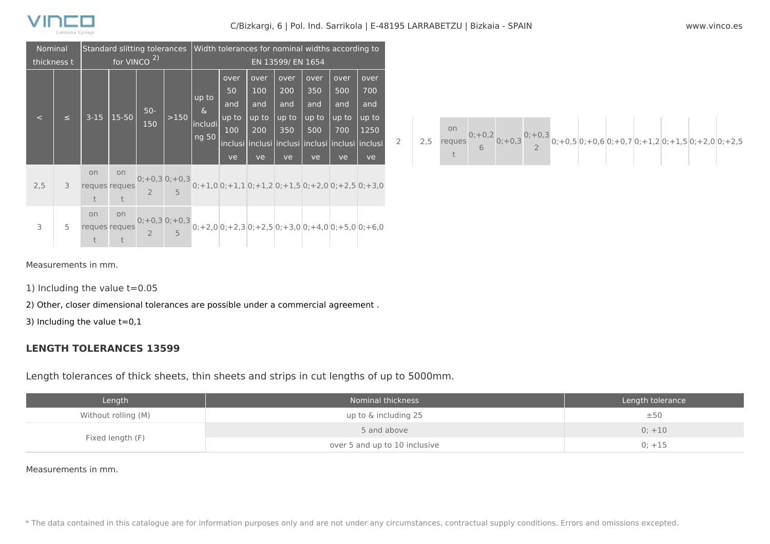| Nominal thickness t | | Standard slitting tolerances for VINCO [2)] | | | | Width tolerances for nominal widths according to EN 13599/ EN 1654 | | | | | | |
|---|---|---|---|---|---|---|---|---|---|---|---|---|
| < | ≤ | 3-15 | 15-50 | 50-150 | >150 | up to & including 50 | over 50 and up to 100 inclusive | over 100 and up to 200 inclusive | over 200 and up to 350 inclusive | over 350 and up to 500 inclusive | over 500 and up to 700 inclusive | over 700 and up to 1250 inclusive |
| 2 | 2,5 | on request | 0;+0,26 | 0;+0,3 | 0;+0,32 | 0;+0,5 | 0;+0,6 | 0;+0,7 | 0;+1,2 | 0;+1,5 | 0;+2,0 | 0;+2,5 |
| 2,5 | 3 | on request | on request | 0;+0,32 | 0;+0,35 | 0;+1,0 | 0;+1,1 | 0;+1,2 | 0;+1,5 | 0;+2,0 | 0;+2,5 | 0;+3,0 |
| 3 | 5 | on request | on request | 0;+0,32 | 0;+0,35 | 0;+2,0 | 0;+2,3 | 0;+2,5 | 0;+3,0 | 0;+4,0 | 0;+5,0 | 0;+6,0 |

Measurements in mm.

1) Including the value t=0.05

2) Other, closer dimensional tolerances are possible under a commercial agreement .

3) Including the value t=0,1

## LENGTH TOLERANCES 13599

Length tolerances of thick sheets, thin sheets and strips in cut lengths of up to 5000mm.

| Length | Nominal thickness | Length tolerance |
|---|---|---|
| Without rolling (M) | up to & including 25 | ±50 |
| Fixed length (F) | 5 and above | 0; +10 |
| | over 5 and up to 10 inclusive | 0; +15 |

Measurements in mm.

* The data contained in this catalogue are for information purposes only and are not under any circumstances, contractual supply conditions. Errors and omissions excepted.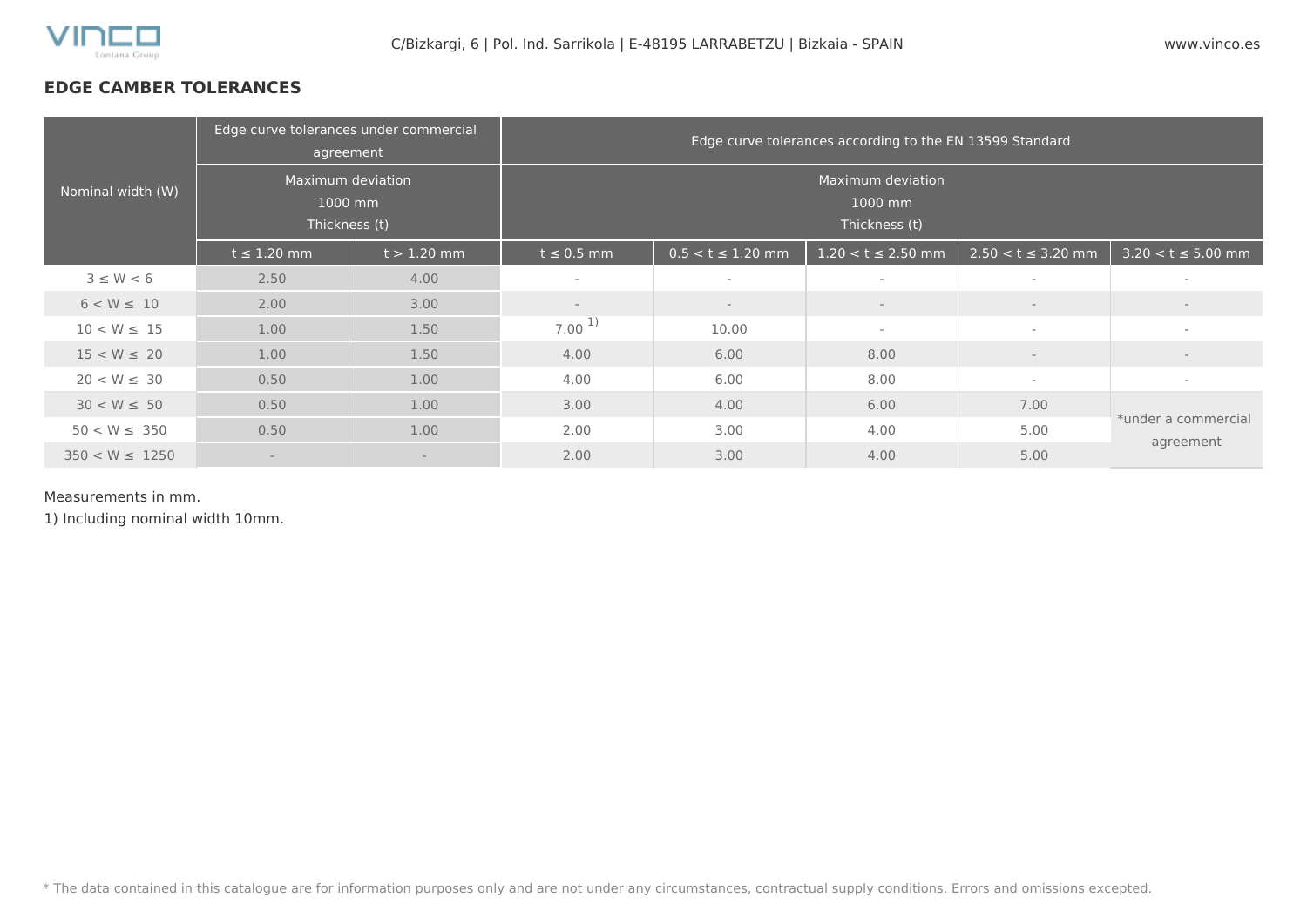## EDGE CAMBER TOLERANCES

| Nominal width (W) | Edge curve tolerances under commercial agreement | | Edge curve tolerances according to the EN 13599 Standard | | | | |
|---|---|---|---|---|---|---|---|
| | Maximum deviation 1000 mm Thickness (t) | | Maximum deviation 1000 mm Thickness (t) | | | | |
| | t ≤ 1.20 mm | t > 1.20 mm | t ≤ 0.5 mm | 0.5 < t ≤ 1.20 mm | 1.20 < t ≤ 2.50 mm | 2.50 < t ≤ 3.20 mm | 3.20 < t ≤ 5.00 mm |
| 3 ≤ W < 6 | 2.50 | 4.00 | - | - | - | - | - |
| 6 < W ≤ 10 | 2.00 | 3.00 | - | - | - | - | - |
| 10 < W ≤ 15 | 1.00 | 1.50 | 7.00 1) | 10.00 | - | - | - |
| 15 < W ≤ 20 | 1.00 | 1.50 | 4.00 | 6.00 | 8.00 | - | - |
| 20 < W ≤ 30 | 0.50 | 1.00 | 4.00 | 6.00 | 8.00 | - | - |
| 30 < W ≤ 50 | 0.50 | 1.00 | 3.00 | 4.00 | 6.00 | 7.00 | *under a commercial agreement |
| 50 < W ≤ 350 | 0.50 | 1.00 | 2.00 | 3.00 | 4.00 | 5.00 | |
| 350 < W ≤ 1250 | - | - | 2.00 | 3.00 | 4.00 | 5.00 | |

Measurements in mm.

1) Including nominal width 10mm.

* The data contained in this catalogue are for information purposes only and are not under any circumstances, contractual supply conditions. Errors and omissions excepted.